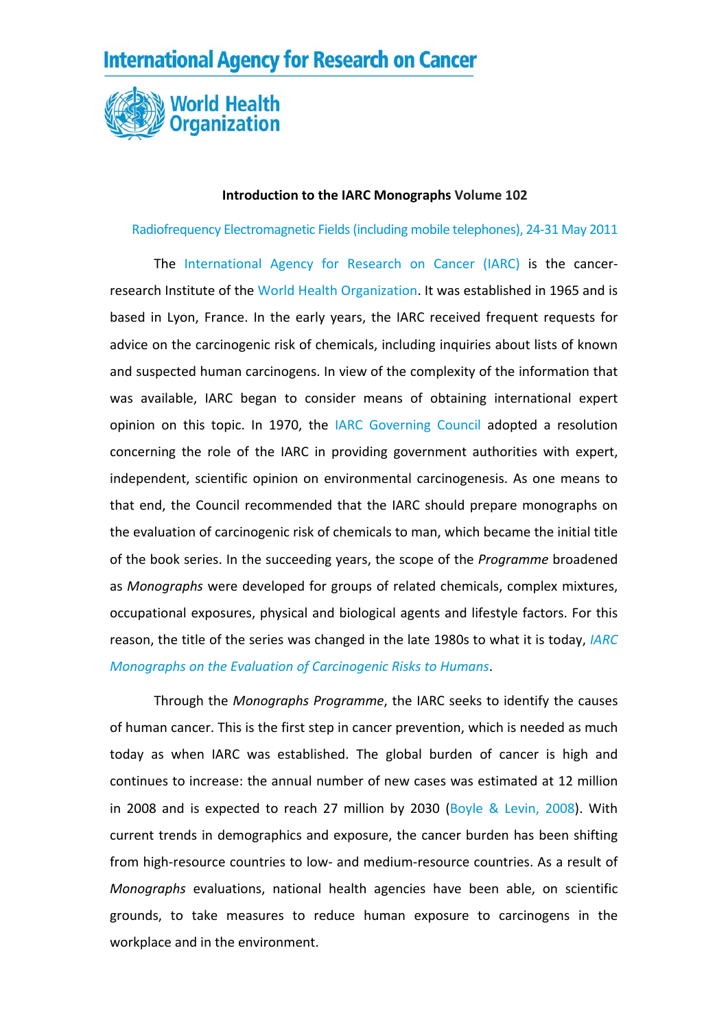International Agency for Research on Cancer

World Health Organization

**Introduction to the IARC Monographs Volume 102**

Radiofrequency Electromagnetic Fields (including mobile telephones), 24-31 May 2011

The International Agency for Research on Cancer (IARC) is the cancer-research Institute of the World Health Organization. It was established in 1965 and is based in Lyon, France. In the early years, the IARC received frequent requests for advice on the carcinogenic risk of chemicals, including inquiries about lists of known and suspected human carcinogens. In view of the complexity of the information that was available, IARC began to consider means of obtaining international expert opinion on this topic. In 1970, the IARC Governing Council adopted a resolution concerning the role of the IARC in providing government authorities with expert, independent, scientific opinion on environmental carcinogenesis. As one means to that end, the Council recommended that the IARC should prepare monographs on the evaluation of carcinogenic risk of chemicals to man, which became the initial title of the book series. In the succeeding years, the scope of the *Programme* broadened as *Monographs* were developed for groups of related chemicals, complex mixtures, occupational exposures, physical and biological agents and lifestyle factors. For this reason, the title of the series was changed in the late 1980s to what it is today, *IARC Monographs on the Evaluation of Carcinogenic Risks to Humans*.

Through the *Monographs Programme*, the IARC seeks to identify the causes of human cancer. This is the first step in cancer prevention, which is needed as much today as when IARC was established. The global burden of cancer is high and continues to increase: the annual number of new cases was estimated at 12 million in 2008 and is expected to reach 27 million by 2030 (Boyle & Levin, 2008). With current trends in demographics and exposure, the cancer burden has been shifting from high-resource countries to low- and medium-resource countries. As a result of *Monographs* evaluations, national health agencies have been able, on scientific grounds, to take measures to reduce human exposure to carcinogens in the workplace and in the environment.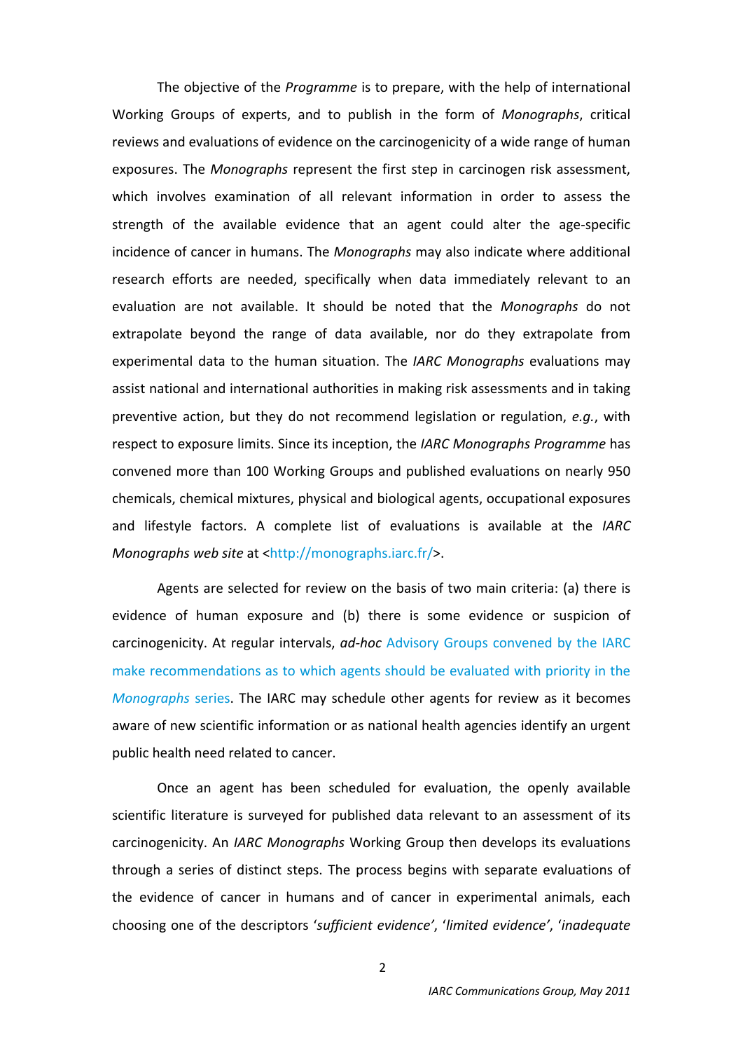The objective of the *Programme* is to prepare, with the help of international Working Groups of experts, and to publish in the form of *Monographs*, critical reviews and evaluations of evidence on the carcinogenicity of a wide range of human exposures. The *Monographs* represent the first step in carcinogen risk assessment, which involves examination of all relevant information in order to assess the strength of the available evidence that an agent could alter the age-specific incidence of cancer in humans. The *Monographs* may also indicate where additional research efforts are needed, specifically when data immediately relevant to an evaluation are not available. It should be noted that the *Monographs* do not extrapolate beyond the range of data available, nor do they extrapolate from experimental data to the human situation. The *IARC Monographs* evaluations may assist national and international authorities in making risk assessments and in taking preventive action, but they do not recommend legislation or regulation, *e.g.*, with respect to exposure limits. Since its inception, the *IARC Monographs Programme* has convened more than 100 Working Groups and published evaluations on nearly 950 chemicals, chemical mixtures, physical and biological agents, occupational exposures and lifestyle factors. A complete list of evaluations is available at the *IARC Monographs web site* at <http://monographs.iarc.fr/>.

Agents are selected for review on the basis of two main criteria: (a) there is evidence of human exposure and (b) there is some evidence or suspicion of carcinogenicity. At regular intervals, ***ad-hoc*** Advisory Groups convened by the IARC make recommendations as to which agents should be evaluated with priority in the *Monographs* series. The IARC may schedule other agents for review as it becomes aware of new scientific information or as national health agencies identify an urgent public health need related to cancer.

Once an agent has been scheduled for evaluation, the openly available scientific literature is surveyed for published data relevant to an assessment of its carcinogenicity. An *IARC Monographs* Working Group then develops its evaluations through a series of distinct steps. The process begins with separate evaluations of the evidence of cancer in humans and of cancer in experimental animals, each choosing one of the descriptors '*sufficient evidence*', '*limited evidence*', '*inadequate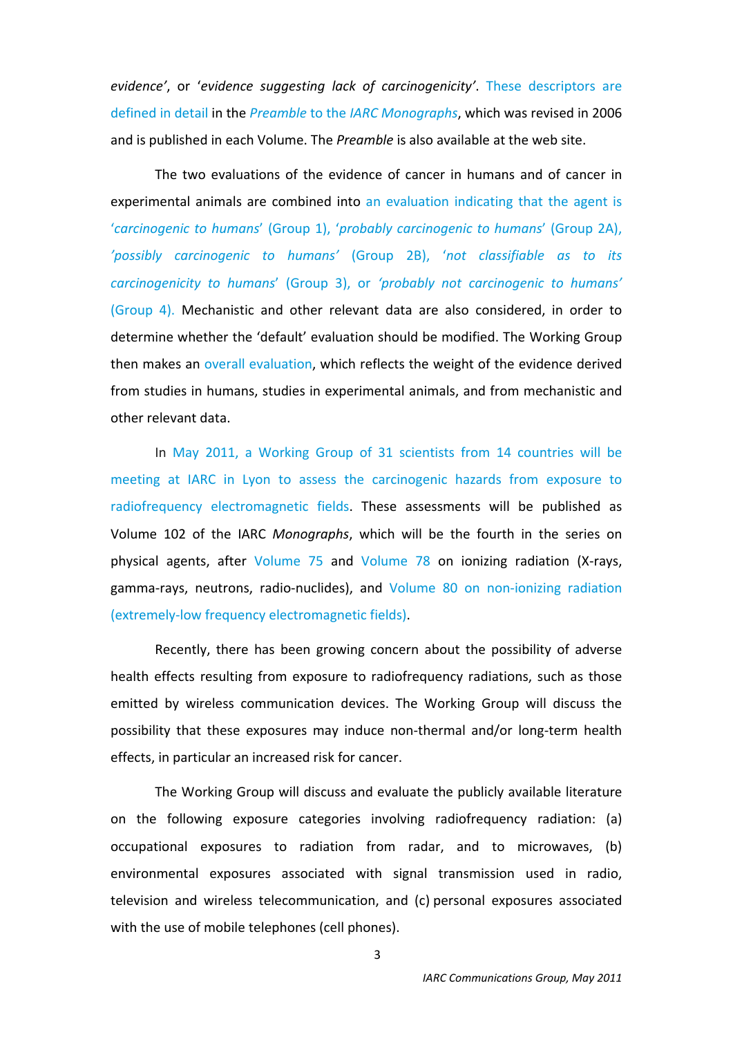evidence', or '*evidence suggesting lack of carcinogenicity*'. These descriptors are defined in detail in the *Preamble* to the *IARC Monographs*, which was revised in 2006 and is published in each Volume. The *Preamble* is also available at the web site.

The two evaluations of the evidence of cancer in humans and of cancer in experimental animals are combined into an evaluation indicating that the agent is '*carcinogenic to humans*' (Group 1), '*probably carcinogenic to humans*' (Group 2A), '*possibly carcinogenic to humans*' (Group 2B), '*not classifiable as to its carcinogenicity to humans*' (Group 3), or '*probably not carcinogenic to humans*' (Group 4). Mechanistic and other relevant data are also considered, in order to determine whether the 'default' evaluation should be modified. The Working Group then makes an overall evaluation, which reflects the weight of the evidence derived from studies in humans, studies in experimental animals, and from mechanistic and other relevant data.

In May 2011, a Working Group of 31 scientists from 14 countries will be meeting at IARC in Lyon to assess the carcinogenic hazards from exposure to radiofrequency electromagnetic fields. These assessments will be published as Volume 102 of the IARC *Monographs*, which will be the fourth in the series on physical agents, after Volume 75 and Volume 78 on ionizing radiation (X-rays, gamma-rays, neutrons, radio-nuclides), and Volume 80 on non-ionizing radiation (extremely-low frequency electromagnetic fields).

Recently, there has been growing concern about the possibility of adverse health effects resulting from exposure to radiofrequency radiations, such as those emitted by wireless communication devices. The Working Group will discuss the possibility that these exposures may induce non-thermal and/or long-term health effects, in particular an increased risk for cancer.

The Working Group will discuss and evaluate the publicly available literature on the following exposure categories involving radiofrequency radiation: (a) occupational exposures to radiation from radar, and to microwaves, (b) environmental exposures associated with signal transmission used in radio, television and wireless telecommunication, and (c) personal exposures associated with the use of mobile telephones (cell phones).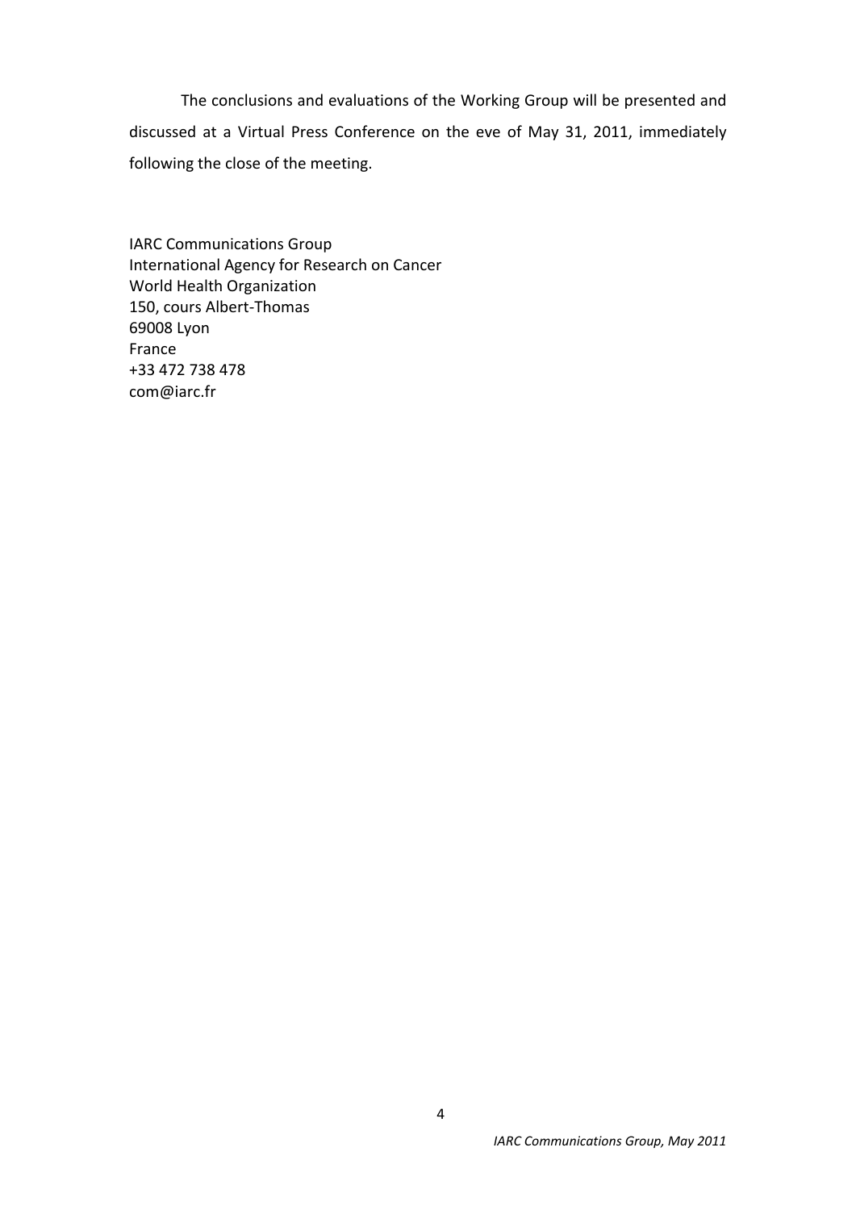The conclusions and evaluations of the Working Group will be presented and discussed at a Virtual Press Conference on the eve of May 31, 2011, immediately following the close of the meeting.

IARC Communications Group  
International Agency for Research on Cancer  
World Health Organization  
150, cours Albert-Thomas  
69008 Lyon  
France  
+33 472 738 478  
com@iarc.fr